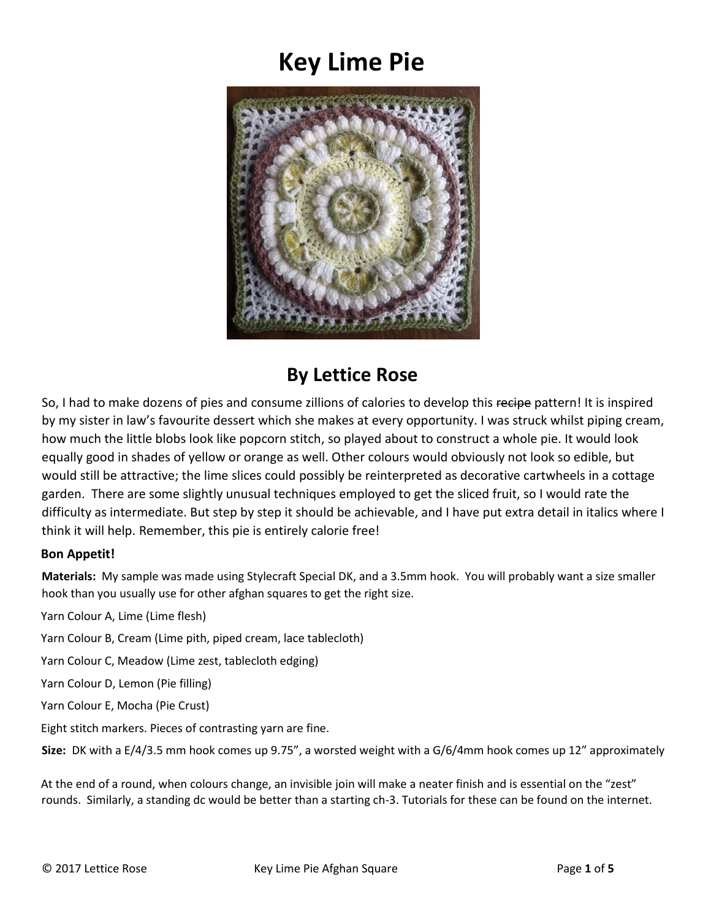# Key Lime Pie

## By Lettice Rose

So, I had to make dozens of pies and consume zillions of calories to develop this ~~recipe~~ pattern! It is inspired by my sister in law's favourite dessert which she makes at every opportunity. I was struck whilst piping cream, how much the little blobs look like popcorn stitch, so played about to construct a whole pie. It would look equally good in shades of yellow or orange as well. Other colours would obviously not look so edible, but would still be attractive; the lime slices could possibly be reinterpreted as decorative cartwheels in a cottage garden. There are some slightly unusual techniques employed to get the sliced fruit, so I would rate the difficulty as intermediate. But step by step it should be achievable, and I have put extra detail in italics where I think it will help. Remember, this pie is entirely calorie free!

**Bon Appetit!**

**Materials:** My sample was made using Stylecraft Special DK, and a 3.5mm hook. You will probably want a size smaller hook than you usually use for other afghan squares to get the right size.

Yarn Colour A, Lime (Lime flesh)

Yarn Colour B, Cream (Lime pith, piped cream, lace tablecloth)

Yarn Colour C, Meadow (Lime zest, tablecloth edging)

Yarn Colour D, Lemon (Pie filling)

Yarn Colour E, Mocha (Pie Crust)

Eight stitch markers. Pieces of contrasting yarn are fine.

**Size:** DK with a E/4/3.5 mm hook comes up 9.75", a worsted weight with a G/6/4mm hook comes up 12" approximately

At the end of a round, when colours change, an invisible join will make a neater finish and is essential on the "zest" rounds. Similarly, a standing dc would be better than a starting ch-3. Tutorials for these can be found on the internet.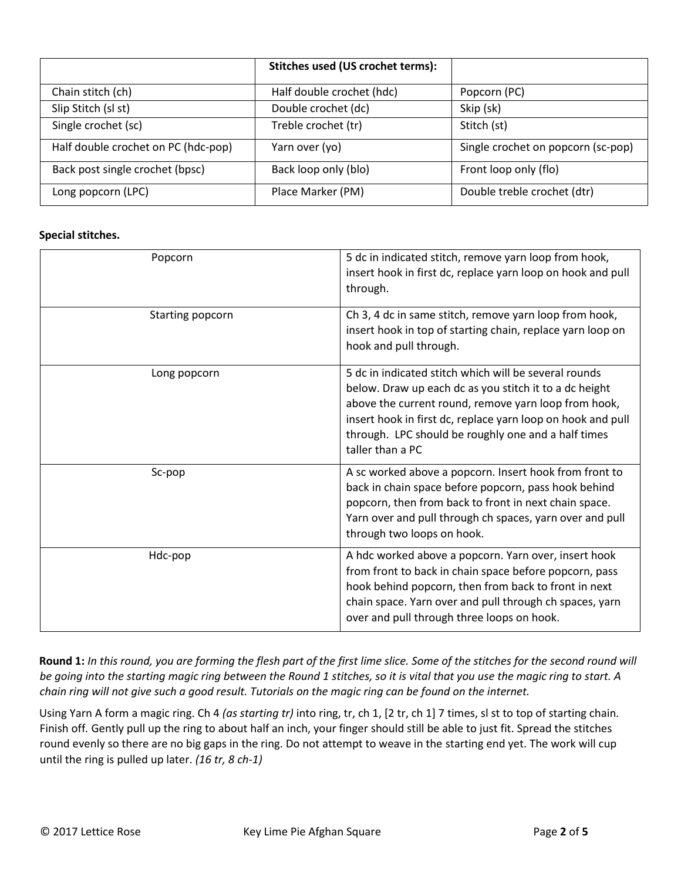| | **Stitches used (US crochet terms):** | |
|---|---|---|
| Chain stitch (ch) | Half double crochet (hdc) | Popcorn (PC) |
| Slip Stitch (sl st) | Double crochet (dc) | Skip (sk) |
| Single crochet (sc) | Treble crochet (tr) | Stitch (st) |
| Half double crochet on PC (hdc-pop) | Yarn over (yo) | Single crochet on popcorn (sc-pop) |
| Back post single crochet (bpsc) | Back loop only (blo) | Front loop only (flo) |
| Long popcorn (LPC) | Place Marker (PM) | Double treble crochet (dtr) |

**Special stitches.**

| | |
|---|---|
| Popcorn | 5 dc in indicated stitch, remove yarn loop from hook, insert hook in first dc, replace yarn loop on hook and pull through. |
| Starting popcorn | Ch 3, 4 dc in same stitch, remove yarn loop from hook, insert hook in top of starting chain, replace yarn loop on hook and pull through. |
| Long popcorn | 5 dc in indicated stitch which will be several rounds below. Draw up each dc as you stitch it to a dc height above the current round, remove yarn loop from hook, insert hook in first dc, replace yarn loop on hook and pull through. LPC should be roughly one and a half times taller than a PC |
| Sc-pop | A sc worked above a popcorn. Insert hook from front to back in chain space before popcorn, pass hook behind popcorn, then from back to front in next chain space. Yarn over and pull through ch spaces, yarn over and pull through two loops on hook. |
| Hdc-pop | A hdc worked above a popcorn. Yarn over, insert hook from front to back in chain space before popcorn, pass hook behind popcorn, then from back to front in next chain space. Yarn over and pull through ch spaces, yarn over and pull through three loops on hook. |

**Round 1:** *In this round, you are forming the flesh part of the first lime slice. Some of the stitches for the second round will be going into the starting magic ring between the Round 1 stitches, so it is vital that you use the magic ring to start. A chain ring will not give such a good result. Tutorials on the magic ring can be found on the internet.*

Using Yarn A form a magic ring. Ch 4 *(as starting tr)* into ring, tr, ch 1, [2 tr, ch 1] 7 times, sl st to top of starting chain. Finish off. Gently pull up the ring to about half an inch, your finger should still be able to just fit. Spread the stitches round evenly so there are no big gaps in the ring. Do not attempt to weave in the starting end yet. The work will cup until the ring is pulled up later. *(16 tr, 8 ch-1)*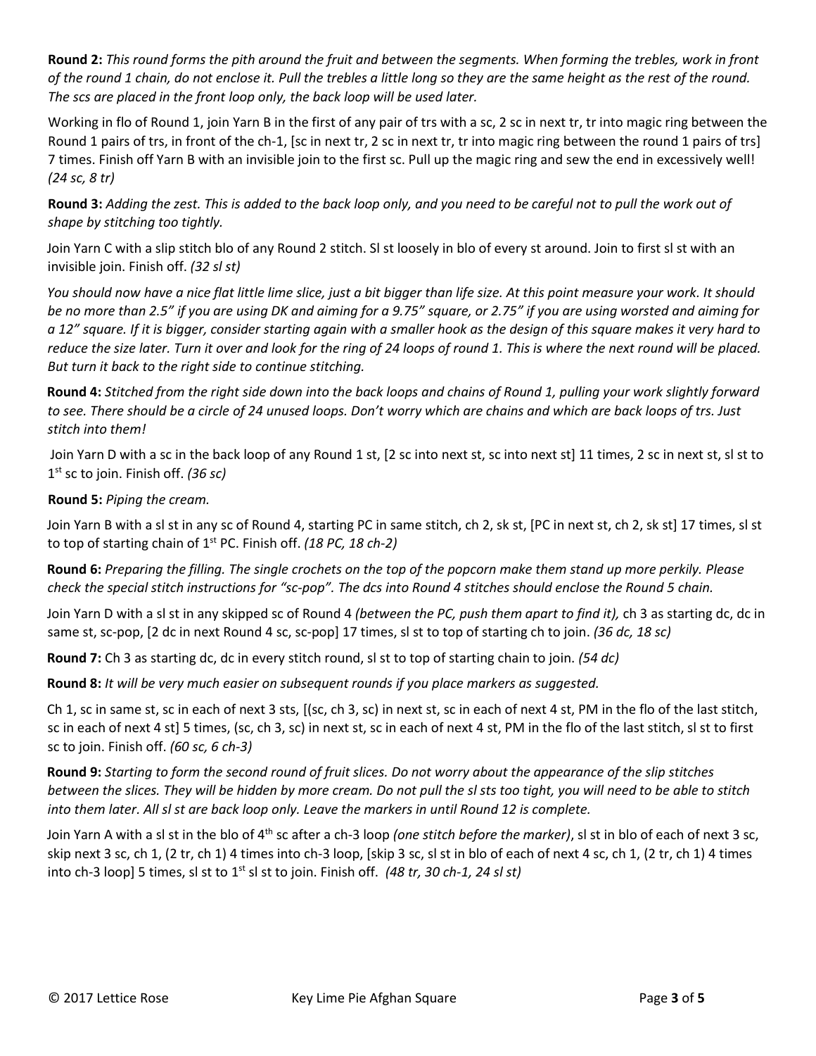**Round 2:** *This round forms the pith around the fruit and between the segments. When forming the trebles, work in front of the round 1 chain, do not enclose it. Pull the trebles a little long so they are the same height as the rest of the round. The scs are placed in the front loop only, the back loop will be used later.*

Working in flo of Round 1, join Yarn B in the first of any pair of trs with a sc, 2 sc in next tr, tr into magic ring between the Round 1 pairs of trs, in front of the ch-1, [sc in next tr, 2 sc in next tr, tr into magic ring between the round 1 pairs of trs] 7 times. Finish off Yarn B with an invisible join to the first sc. Pull up the magic ring and sew the end in excessively well! *(24 sc, 8 tr)*

**Round 3:** *Adding the zest. This is added to the back loop only, and you need to be careful not to pull the work out of shape by stitching too tightly.*

Join Yarn C with a slip stitch blo of any Round 2 stitch. Sl st loosely in blo of every st around. Join to first sl st with an invisible join. Finish off. *(32 sl st)*

*You should now have a nice flat little lime slice, just a bit bigger than life size. At this point measure your work. It should be no more than 2.5" if you are using DK and aiming for a 9.75" square, or 2.75" if you are using worsted and aiming for a 12" square. If it is bigger, consider starting again with a smaller hook as the design of this square makes it very hard to reduce the size later. Turn it over and look for the ring of 24 loops of round 1. This is where the next round will be placed. But turn it back to the right side to continue stitching.*

**Round 4:** *Stitched from the right side down into the back loops and chains of Round 1, pulling your work slightly forward to see. There should be a circle of 24 unused loops. Don't worry which are chains and which are back loops of trs. Just stitch into them!*

Join Yarn D with a sc in the back loop of any Round 1 st, [2 sc into next st, sc into next st] 11 times, 2 sc in next st, sl st to 1st sc to join. Finish off. *(36 sc)*

**Round 5:** *Piping the cream.*

Join Yarn B with a sl st in any sc of Round 4, starting PC in same stitch, ch 2, sk st, [PC in next st, ch 2, sk st] 17 times, sl st to top of starting chain of 1st PC. Finish off. *(18 PC, 18 ch-2)*

**Round 6:** *Preparing the filling. The single crochets on the top of the popcorn make them stand up more perkily. Please check the special stitch instructions for "sc-pop". The dcs into Round 4 stitches should enclose the Round 5 chain.*

Join Yarn D with a sl st in any skipped sc of Round 4 *(between the PC, push them apart to find it),* ch 3 as starting dc, dc in same st, sc-pop, [2 dc in next Round 4 sc, sc-pop] 17 times, sl st to top of starting ch to join. *(36 dc, 18 sc)*

**Round 7:** Ch 3 as starting dc, dc in every stitch round, sl st to top of starting chain to join. *(54 dc)*

**Round 8:** *It will be very much easier on subsequent rounds if you place markers as suggested.*

Ch 1, sc in same st, sc in each of next 3 sts, [(sc, ch 3, sc) in next st, sc in each of next 4 st, PM in the flo of the last stitch, sc in each of next 4 st] 5 times, (sc, ch 3, sc) in next st, sc in each of next 4 st, PM in the flo of the last stitch, sl st to first sc to join. Finish off. *(60 sc, 6 ch-3)*

**Round 9:** *Starting to form the second round of fruit slices. Do not worry about the appearance of the slip stitches between the slices. They will be hidden by more cream. Do not pull the sl sts too tight, you will need to be able to stitch into them later. All sl st are back loop only. Leave the markers in until Round 12 is complete.*

Join Yarn A with a sl st in the blo of 4th sc after a ch-3 loop *(one stitch before the marker)*, sl st in blo of each of next 3 sc, skip next 3 sc, ch 1, (2 tr, ch 1) 4 times into ch-3 loop, [skip 3 sc, sl st in blo of each of next 4 sc, ch 1, (2 tr, ch 1) 4 times into ch-3 loop] 5 times, sl st to 1st sl st to join. Finish off. *(48 tr, 30 ch-1, 24 sl st)*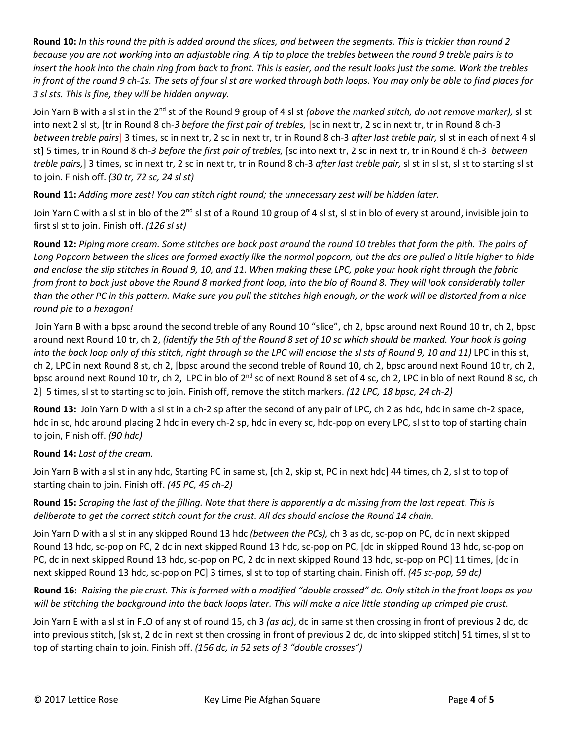**Round 10:** *In this round the pith is added around the slices, and between the segments. This is trickier than round 2 because you are not working into an adjustable ring. A tip to place the trebles between the round 9 treble pairs is to insert the hook into the chain ring from back to front. This is easier, and the result looks just the same. Work the trebles in front of the round 9 ch-1s. The sets of four sl st are worked through both loops. You may only be able to find places for 3 sl sts. This is fine, they will be hidden anyway.*

Join Yarn B with a sl st in the 2nd st of the Round 9 group of 4 sl st *(above the marked stitch, do not remove marker),* sl st into next 2 sl st, [tr in Round 8 ch-*3 before the first pair of trebles,* [sc in next tr, 2 sc in next tr, tr in Round 8 ch-3 *between treble pairs*] 3 times, sc in next tr, 2 sc in next tr, tr in Round 8 ch-3 *after last treble pair,* sl st in each of next 4 sl st] 5 times, tr in Round 8 ch-*3 before the first pair of trebles,* [sc into next tr, 2 sc in next tr, tr in Round 8 ch-3 *between treble pairs,*] 3 times, sc in next tr, 2 sc in next tr, tr in Round 8 ch-3 *after last treble pair,* sl st in sl st, sl st to starting sl st to join. Finish off. *(30 tr, 72 sc, 24 sl st)*

**Round 11:** *Adding more zest! You can stitch right round; the unnecessary zest will be hidden later.*

Join Yarn C with a sl st in blo of the 2nd sl st of a Round 10 group of 4 sl st, sl st in blo of every st around, invisible join to first sl st to join. Finish off. *(126 sl st)*

**Round 12:** *Piping more cream. Some stitches are back post around the round 10 trebles that form the pith. The pairs of Long Popcorn between the slices are formed exactly like the normal popcorn, but the dcs are pulled a little higher to hide and enclose the slip stitches in Round 9, 10, and 11. When making these LPC, poke your hook right through the fabric from front to back just above the Round 8 marked front loop, into the blo of Round 8. They will look considerably taller than the other PC in this pattern. Make sure you pull the stitches high enough, or the work will be distorted from a nice round pie to a hexagon!*

Join Yarn B with a bpsc around the second treble of any Round 10 "slice", ch 2, bpsc around next Round 10 tr, ch 2, bpsc around next Round 10 tr, ch 2, *(identify the 5th of the Round 8 set of 10 sc which should be marked. Your hook is going into the back loop only of this stitch, right through so the LPC will enclose the sl sts of Round 9, 10 and 11)* LPC in this st, ch 2, LPC in next Round 8 st, ch 2, [bpsc around the second treble of Round 10, ch 2, bpsc around next Round 10 tr, ch 2, bpsc around next Round 10 tr, ch 2, LPC in blo of 2nd sc of next Round 8 set of 4 sc, ch 2, LPC in blo of next Round 8 sc, ch 2] 5 times, sl st to starting sc to join. Finish off, remove the stitch markers. *(12 LPC, 18 bpsc, 24 ch-2)*

**Round 13:** Join Yarn D with a sl st in a ch-2 sp after the second of any pair of LPC, ch 2 as hdc, hdc in same ch-2 space, hdc in sc, hdc around placing 2 hdc in every ch-2 sp, hdc in every sc, hdc-pop on every LPC, sl st to top of starting chain to join, Finish off. *(90 hdc)*

**Round 14:** *Last of the cream.*

Join Yarn B with a sl st in any hdc, Starting PC in same st, [ch 2, skip st, PC in next hdc] 44 times, ch 2, sl st to top of starting chain to join. Finish off. *(45 PC, 45 ch-2)*

**Round 15:** *Scraping the last of the filling. Note that there is apparently a dc missing from the last repeat. This is deliberate to get the correct stitch count for the crust. All dcs should enclose the Round 14 chain.*

Join Yarn D with a sl st in any skipped Round 13 hdc *(between the PCs),* ch 3 as dc, sc-pop on PC, dc in next skipped Round 13 hdc, sc-pop on PC, 2 dc in next skipped Round 13 hdc, sc-pop on PC, [dc in skipped Round 13 hdc, sc-pop on PC, dc in next skipped Round 13 hdc, sc-pop on PC, 2 dc in next skipped Round 13 hdc, sc-pop on PC] 11 times, [dc in next skipped Round 13 hdc, sc-pop on PC] 3 times, sl st to top of starting chain. Finish off. *(45 sc-pop, 59 dc)*

**Round 16:** *Raising the pie crust. This is formed with a modified "double crossed" dc. Only stitch in the front loops as you will be stitching the background into the back loops later. This will make a nice little standing up crimped pie crust.*

Join Yarn E with a sl st in FLO of any st of round 15, ch 3 *(as dc)*, dc in same st then crossing in front of previous 2 dc, dc into previous stitch, [sk st, 2 dc in next st then crossing in front of previous 2 dc, dc into skipped stitch] 51 times, sl st to top of starting chain to join. Finish off. *(156 dc, in 52 sets of 3 "double crosses")*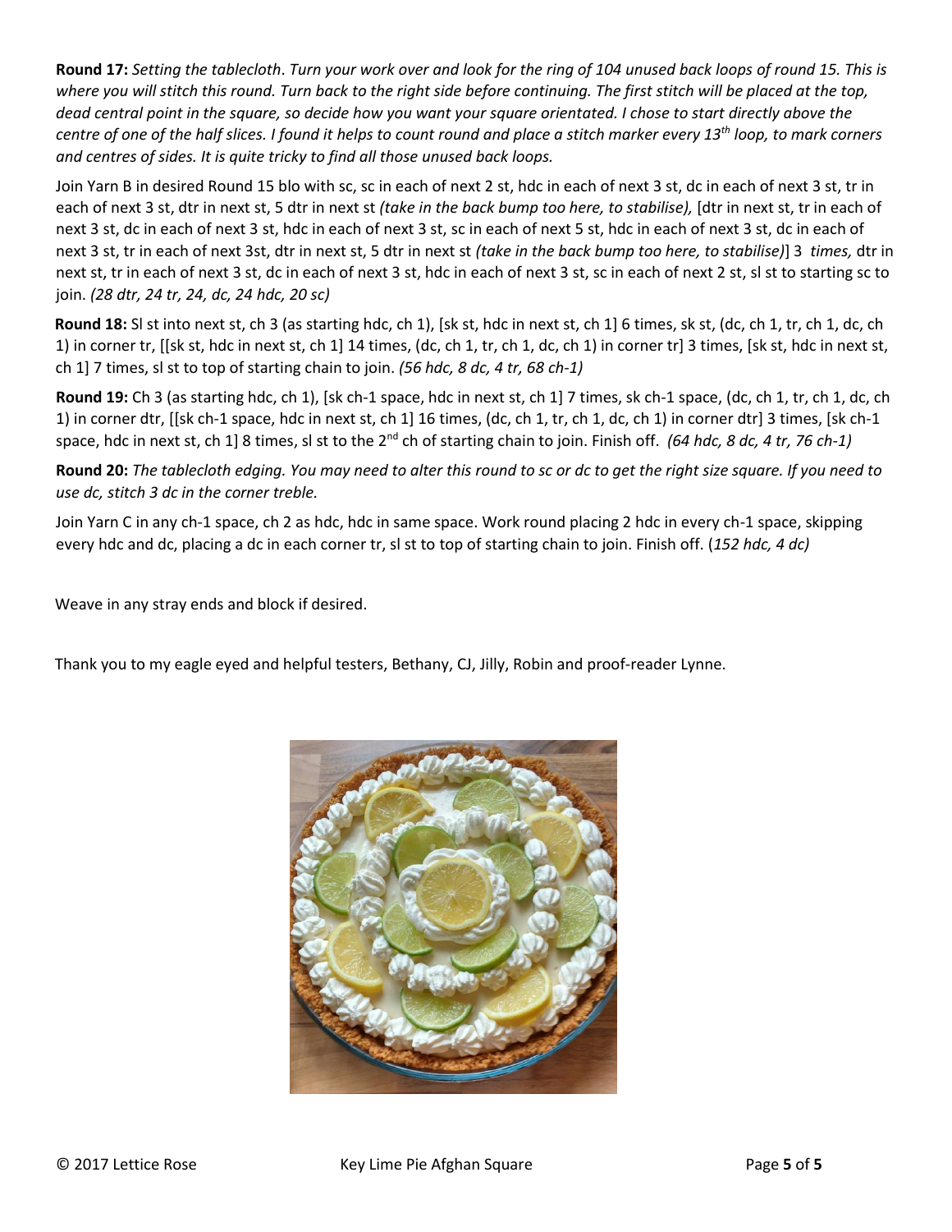**Round 17:** *Setting the tablecloth. Turn your work over and look for the ring of 104 unused back loops of round 15. This is where you will stitch this round. Turn back to the right side before continuing. The first stitch will be placed at the top, dead central point in the square, so decide how you want your square orientated. I chose to start directly above the centre of one of the half slices. I found it helps to count round and place a stitch marker every 13th loop, to mark corners and centres of sides. It is quite tricky to find all those unused back loops.*

Join Yarn B in desired Round 15 blo with sc, sc in each of next 2 st, hdc in each of next 3 st, dc in each of next 3 st, tr in each of next 3 st, dtr in next st, 5 dtr in next st *(take in the back bump too here, to stabilise),* [dtr in next st, tr in each of next 3 st, dc in each of next 3 st, hdc in each of next 3 st, sc in each of next 5 st, hdc in each of next 3 st, dc in each of next 3 st, tr in each of next 3st, dtr in next st, 5 dtr in next st *(take in the back bump too here, to stabilise)*] 3 *times,* dtr in next st, tr in each of next 3 st, dc in each of next 3 st, hdc in each of next 3 st, sc in each of next 2 st, sl st to starting sc to join. *(28 dtr, 24 tr, 24, dc, 24 hdc, 20 sc)*

**Round 18:** Sl st into next st, ch 3 (as starting hdc, ch 1), [sk st, hdc in next st, ch 1] 6 times, sk st, (dc, ch 1, tr, ch 1, dc, ch 1) in corner tr, [[sk st, hdc in next st, ch 1] 14 times, (dc, ch 1, tr, ch 1, dc, ch 1) in corner tr] 3 times, [sk st, hdc in next st, ch 1] 7 times, sl st to top of starting chain to join. *(56 hdc, 8 dc, 4 tr, 68 ch-1)*

**Round 19:** Ch 3 (as starting hdc, ch 1), [sk ch-1 space, hdc in next st, ch 1] 7 times, sk ch-1 space, (dc, ch 1, tr, ch 1, dc, ch 1) in corner dtr, [[sk ch-1 space, hdc in next st, ch 1] 16 times, (dc, ch 1, tr, ch 1, dc, ch 1) in corner dtr] 3 times, [sk ch-1 space, hdc in next st, ch 1] 8 times, sl st to the 2nd ch of starting chain to join. Finish off. *(64 hdc, 8 dc, 4 tr, 76 ch-1)*

**Round 20:** *The tablecloth edging. You may need to alter this round to sc or dc to get the right size square. If you need to use dc, stitch 3 dc in the corner treble.*

Join Yarn C in any ch-1 space, ch 2 as hdc, hdc in same space. Work round placing 2 hdc in every ch-1 space, skipping every hdc and dc, placing a dc in each corner tr, sl st to top of starting chain to join. Finish off. (*152 hdc, 4 dc)*

Weave in any stray ends and block if desired.

Thank you to my eagle eyed and helpful testers, Bethany, CJ, Jilly, Robin and proof-reader Lynne.